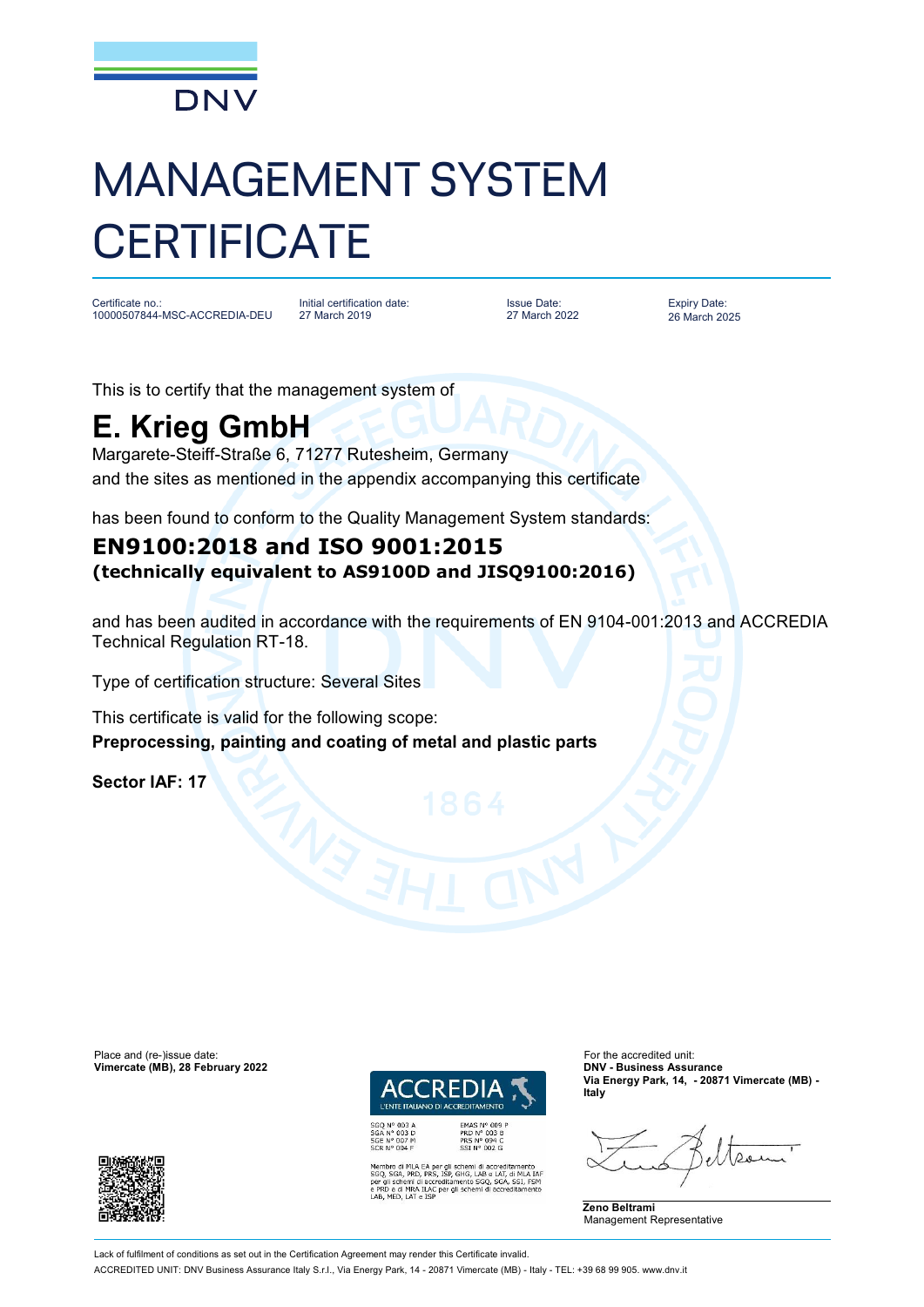DNV

# MANAGEMENT SYSTEM CERTIFICATE

| Certificate no.: | Initial certification date: | Issue Date: | Expiry Date: |
| --- | --- | --- | --- |
| 10000507844-MSC-ACCREDIA-DEU | 27 March 2019 | 27 March 2022 | 26 March 2025 |

This is to certify that the management system of

## E. Krieg GmbH

Margarete-Steiff-Straße 6, 71277 Rutesheim, Germany
and the sites as mentioned in the appendix accompanying this certificate

has been found to conform to the Quality Management System standards:

### EN9100:2018 and ISO 9001:2015
**(technically equivalent to AS9100D and JISQ9100:2016)**

and has been audited in accordance with the requirements of EN 9104-001:2013 and ACCREDIA Technical Regulation RT-18.

Type of certification structure: Several Sites

This certificate is valid for the following scope:
**Preprocessing, painting and coating of metal and plastic parts**

**Sector IAF: 17**

Place and (re-)issue date:
**Vimercate (MB), 28 February 2022**

ACCREDIA
L'ENTE ITALIANO DI ACCREDITAMENTO

SGQ N° 003 A
SGA N° 003 D
SGE N° 007 M
SCR N° 004 F

EMAS N° 009 P
PRD N° 003 B
PRS N° 094 C
SSI N° 002 G

Membro di MLA EA per gli schemi di accreditamento SGQ, SGA, PRD, PRS, ISP, GHG, LAB e LAT, di MLA IAF per gli schemi di accreditamento SGQ, SGA, SSI, FSM e PRD e di MRA ILAC per gli schemi di accreditamento LAB, MED, LAT e ISP

For the accredited unit:
**DNV - Business Assurance**
**Via Energy Park, 14, - 20871 Vimercate (MB) - Italy**

**Zeno Beltrami**
Management Representative

Lack of fulfilment of conditions as set out in the Certification Agreement may render this Certificate invalid.
ACCREDITED UNIT: DNV Business Assurance Italy S.r.l., Via Energy Park, 14 - 20871 Vimercate (MB) - Italy - TEL: +39 68 99 905. www.dnv.it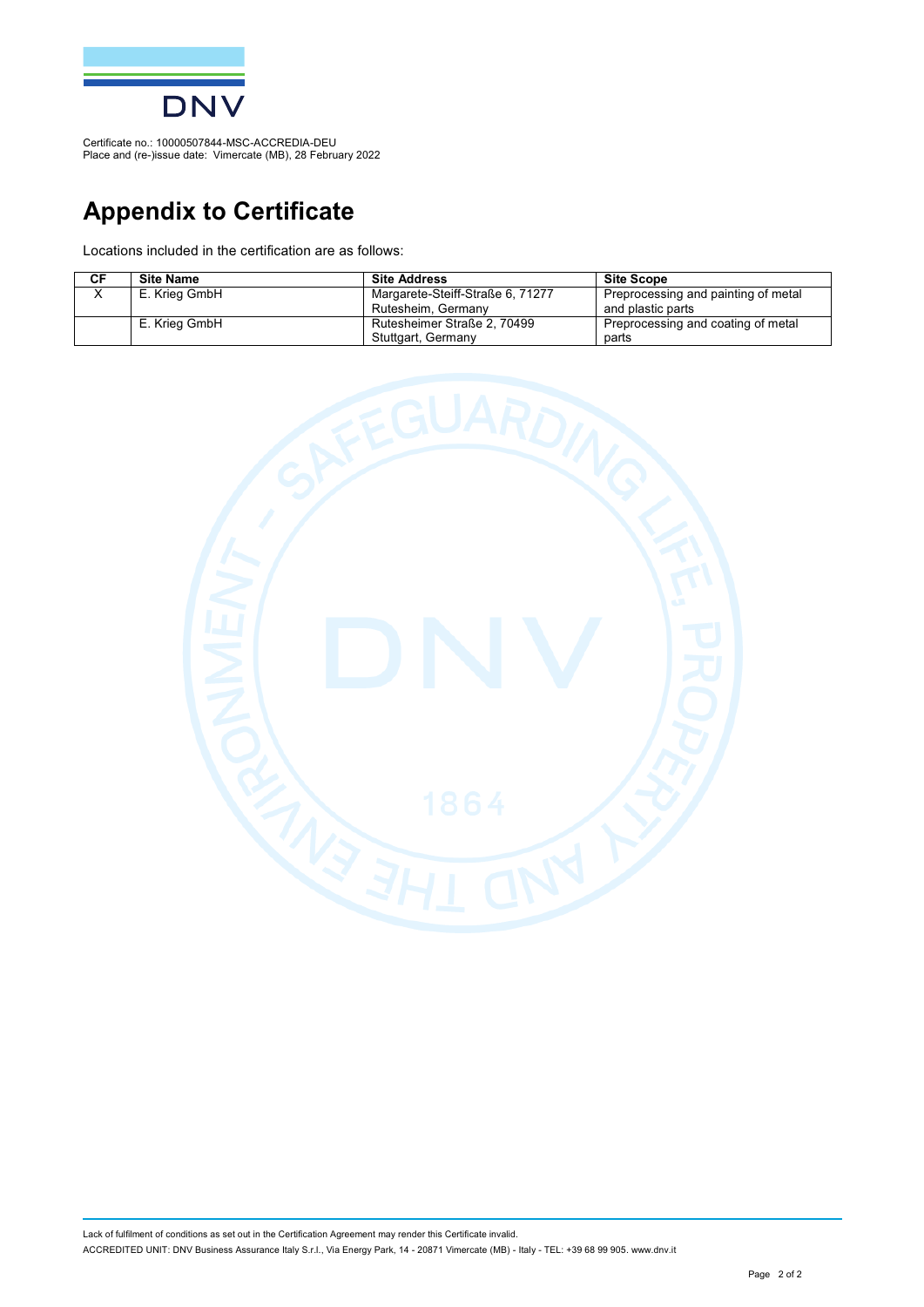Certificate no.: 10000507844-MSC-ACCREDIA-DEU
Place and (re-)issue date: Vimercate (MB), 28 February 2022

# Appendix to Certificate

Locations included in the certification are as follows:

| CF | Site Name | Site Address | Site Scope |
|---|---|---|---|
| X | E. Krieg GmbH | Margarete-Steiff-Straße 6, 71277 Rutesheim, Germany | Preprocessing and painting of metal and plastic parts |
| | E. Krieg GmbH | Rutesheimer Straße 2, 70499 Stuttgart, Germany | Preprocessing and coating of metal parts |

Lack of fulfilment of conditions as set out in the Certification Agreement may render this Certificate invalid.

ACCREDITED UNIT: DNV Business Assurance Italy S.r.l., Via Energy Park, 14 - 20871 Vimercate (MB) - Italy - TEL: +39 68 99 905. www.dnv.it